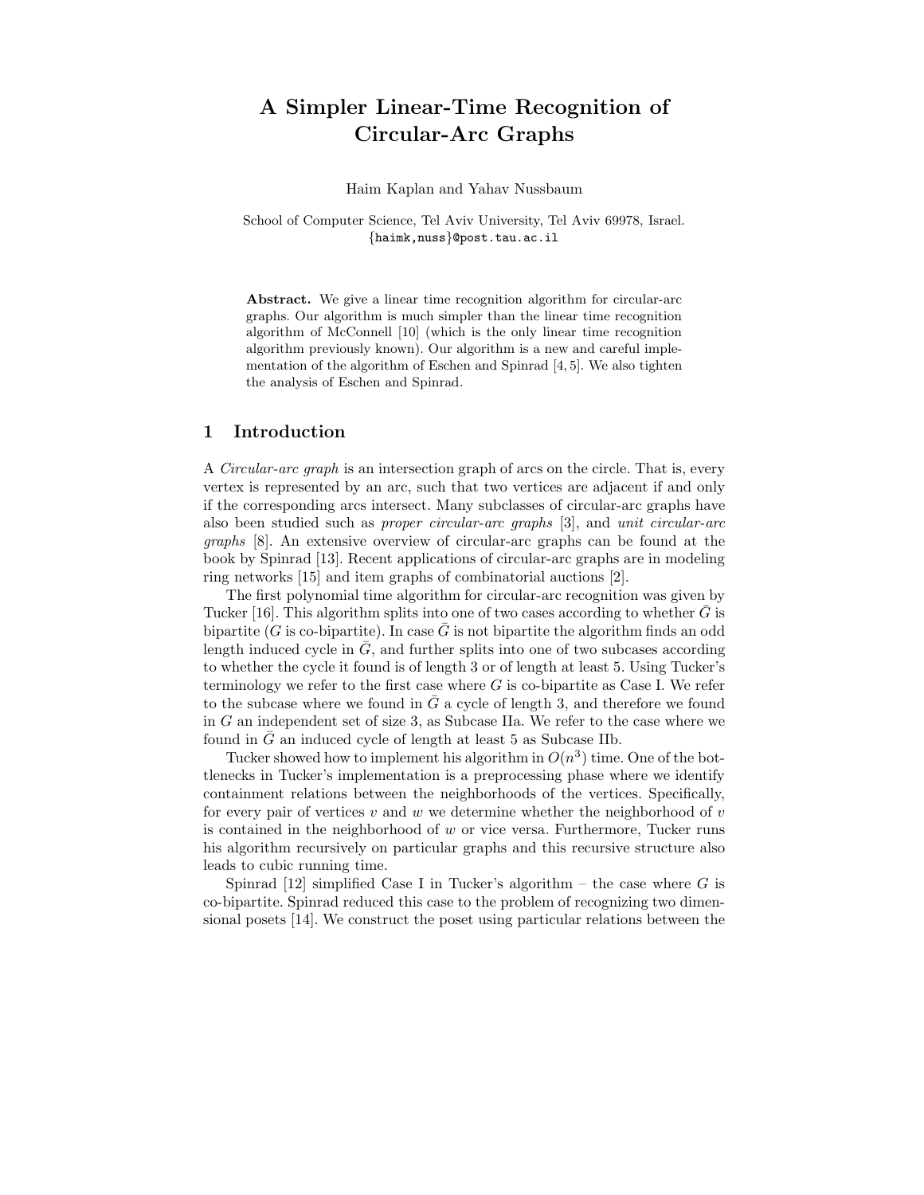# A Simpler Linear-Time Recognition of Circular-Arc Graphs

Haim Kaplan and Yahav Nussbaum

School of Computer Science, Tel Aviv University, Tel Aviv 69978, Israel.
{haimk,nuss}@post.tau.ac.il

**Abstract.** We give a linear time recognition algorithm for circular-arc graphs. Our algorithm is much simpler than the linear time recognition algorithm of McConnell [10] (which is the only linear time recognition algorithm previously known). Our algorithm is a new and careful implementation of the algorithm of Eschen and Spinrad [4, 5]. We also tighten the analysis of Eschen and Spinrad.

## 1 Introduction

A *Circular-arc graph* is an intersection graph of arcs on the circle. That is, every vertex is represented by an arc, such that two vertices are adjacent if and only if the corresponding arcs intersect. Many subclasses of circular-arc graphs have also been studied such as *proper circular-arc graphs* [3], and *unit circular-arc graphs* [8]. An extensive overview of circular-arc graphs can be found at the book by Spinrad [13]. Recent applications of circular-arc graphs are in modeling ring networks [15] and item graphs of combinatorial auctions [2].

The first polynomial time algorithm for circular-arc recognition was given by Tucker [16]. This algorithm splits into one of two cases according to whether $\bar{G}$ is bipartite ($G$ is co-bipartite). In case $\bar{G}$ is not bipartite the algorithm finds an odd length induced cycle in $\bar{G}$, and further splits into one of two subcases according to whether the cycle it found is of length 3 or of length at least 5. Using Tucker's terminology we refer to the first case where $G$ is co-bipartite as Case I. We refer to the subcase where we found in $\bar{G}$ a cycle of length 3, and therefore we found in $G$ an independent set of size 3, as Subcase IIa. We refer to the case where we found in $\bar{G}$ an induced cycle of length at least 5 as Subcase IIb.

Tucker showed how to implement his algorithm in $O(n^3)$ time. One of the bottlenecks in Tucker's implementation is a preprocessing phase where we identify containment relations between the neighborhoods of the vertices. Specifically, for every pair of vertices $v$ and $w$ we determine whether the neighborhood of $v$ is contained in the neighborhood of $w$ or vice versa. Furthermore, Tucker runs his algorithm recursively on particular graphs and this recursive structure also leads to cubic running time.

Spinrad [12] simplified Case I in Tucker's algorithm – the case where $G$ is co-bipartite. Spinrad reduced this case to the problem of recognizing two dimensional posets [14]. We construct the poset using particular relations between the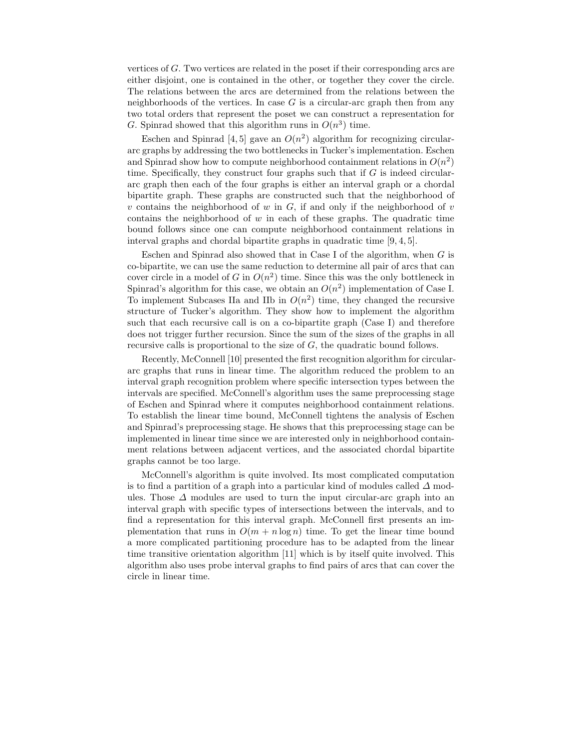vertices of $G$. Two vertices are related in the poset if their corresponding arcs are either disjoint, one is contained in the other, or together they cover the circle. The relations between the arcs are determined from the relations between the neighborhoods of the vertices. In case $G$ is a circular-arc graph then from any two total orders that represent the poset we can construct a representation for $G$. Spinrad showed that this algorithm runs in $O(n^3)$ time.

Eschen and Spinrad [4, 5] gave an $O(n^2)$ algorithm for recognizing circular-arc graphs by addressing the two bottlenecks in Tucker's implementation. Eschen and Spinrad show how to compute neighborhood containment relations in $O(n^2)$ time. Specifically, they construct four graphs such that if $G$ is indeed circular-arc graph then each of the four graphs is either an interval graph or a chordal bipartite graph. These graphs are constructed such that the neighborhood of $v$ contains the neighborhood of $w$ in $G$, if and only if the neighborhood of $v$ contains the neighborhood of $w$ in each of these graphs. The quadratic time bound follows since one can compute neighborhood containment relations in interval graphs and chordal bipartite graphs in quadratic time [9, 4, 5].

Eschen and Spinrad also showed that in Case I of the algorithm, when $G$ is co-bipartite, we can use the same reduction to determine all pair of arcs that can cover circle in a model of $G$ in $O(n^2)$ time. Since this was the only bottleneck in Spinrad's algorithm for this case, we obtain an $O(n^2)$ implementation of Case I. To implement Subcases IIa and IIb in $O(n^2)$ time, they changed the recursive structure of Tucker's algorithm. They show how to implement the algorithm such that each recursive call is on a co-bipartite graph (Case I) and therefore does not trigger further recursion. Since the sum of the sizes of the graphs in all recursive calls is proportional to the size of $G$, the quadratic bound follows.

Recently, McConnell [10] presented the first recognition algorithm for circular-arc graphs that runs in linear time. The algorithm reduced the problem to an interval graph recognition problem where specific intersection types between the intervals are specified. McConnell's algorithm uses the same preprocessing stage of Eschen and Spinrad where it computes neighborhood containment relations. To establish the linear time bound, McConnell tightens the analysis of Eschen and Spinrad's preprocessing stage. He shows that this preprocessing stage can be implemented in linear time since we are interested only in neighborhood containment relations between adjacent vertices, and the associated chordal bipartite graphs cannot be too large.

McConnell's algorithm is quite involved. Its most complicated computation is to find a partition of a graph into a particular kind of modules called $\Delta$ modules. Those $\Delta$ modules are used to turn the input circular-arc graph into an interval graph with specific types of intersections between the intervals, and to find a representation for this interval graph. McConnell first presents an implementation that runs in $O(m + n \log n)$ time. To get the linear time bound a more complicated partitioning procedure has to be adapted from the linear time transitive orientation algorithm [11] which is by itself quite involved. This algorithm also uses probe interval graphs to find pairs of arcs that can cover the circle in linear time.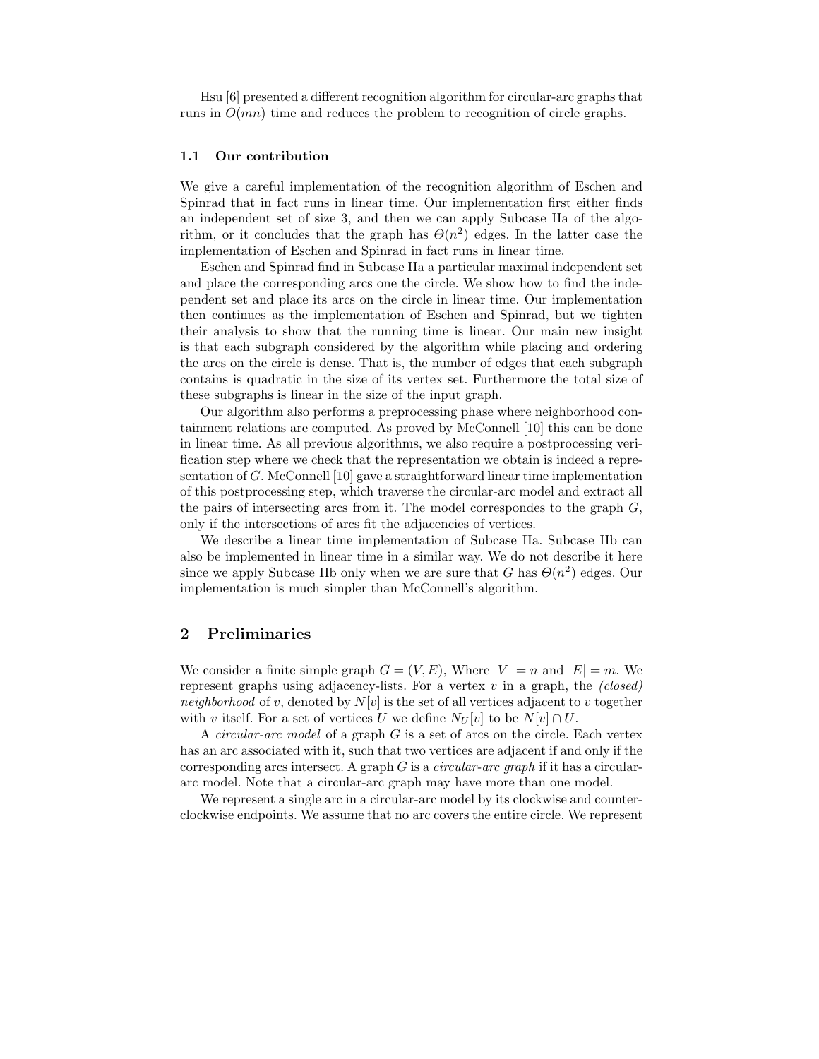Hsu [6] presented a different recognition algorithm for circular-arc graphs that runs in $O(mn)$ time and reduces the problem to recognition of circle graphs.

### 1.1 Our contribution

We give a careful implementation of the recognition algorithm of Eschen and Spinrad that in fact runs in linear time. Our implementation first either finds an independent set of size 3, and then we can apply Subcase IIa of the algorithm, or it concludes that the graph has $\Theta(n^2)$ edges. In the latter case the implementation of Eschen and Spinrad in fact runs in linear time.

Eschen and Spinrad find in Subcase IIa a particular maximal independent set and place the corresponding arcs one the circle. We show how to find the independent set and place its arcs on the circle in linear time. Our implementation then continues as the implementation of Eschen and Spinrad, but we tighten their analysis to show that the running time is linear. Our main new insight is that each subgraph considered by the algorithm while placing and ordering the arcs on the circle is dense. That is, the number of edges that each subgraph contains is quadratic in the size of its vertex set. Furthermore the total size of these subgraphs is linear in the size of the input graph.

Our algorithm also performs a preprocessing phase where neighborhood containment relations are computed. As proved by McConnell [10] this can be done in linear time. As all previous algorithms, we also require a postprocessing verification step where we check that the representation we obtain is indeed a representation of $G$. McConnell [10] gave a straightforward linear time implementation of this postprocessing step, which traverse the circular-arc model and extract all the pairs of intersecting arcs from it. The model correspondes to the graph $G$, only if the intersections of arcs fit the adjacencies of vertices.

We describe a linear time implementation of Subcase IIa. Subcase IIb can also be implemented in linear time in a similar way. We do not describe it here since we apply Subcase IIb only when we are sure that $G$ has $\Theta(n^2)$ edges. Our implementation is much simpler than McConnell's algorithm.

## 2 Preliminaries

We consider a finite simple graph $G = (V, E)$, Where $|V| = n$ and $|E| = m$. We represent graphs using adjacency-lists. For a vertex $v$ in a graph, the *(closed) neighborhood* of $v$, denoted by $N[v]$ is the set of all vertices adjacent to $v$ together with $v$ itself. For a set of vertices $U$ we define $N_U[v]$ to be $N[v] \cap U$.

A *circular-arc model* of a graph $G$ is a set of arcs on the circle. Each vertex has an arc associated with it, such that two vertices are adjacent if and only if the corresponding arcs intersect. A graph $G$ is a *circular-arc graph* if it has a circular-arc model. Note that a circular-arc graph may have more than one model.

We represent a single arc in a circular-arc model by its clockwise and counterclockwise endpoints. We assume that no arc covers the entire circle. We represent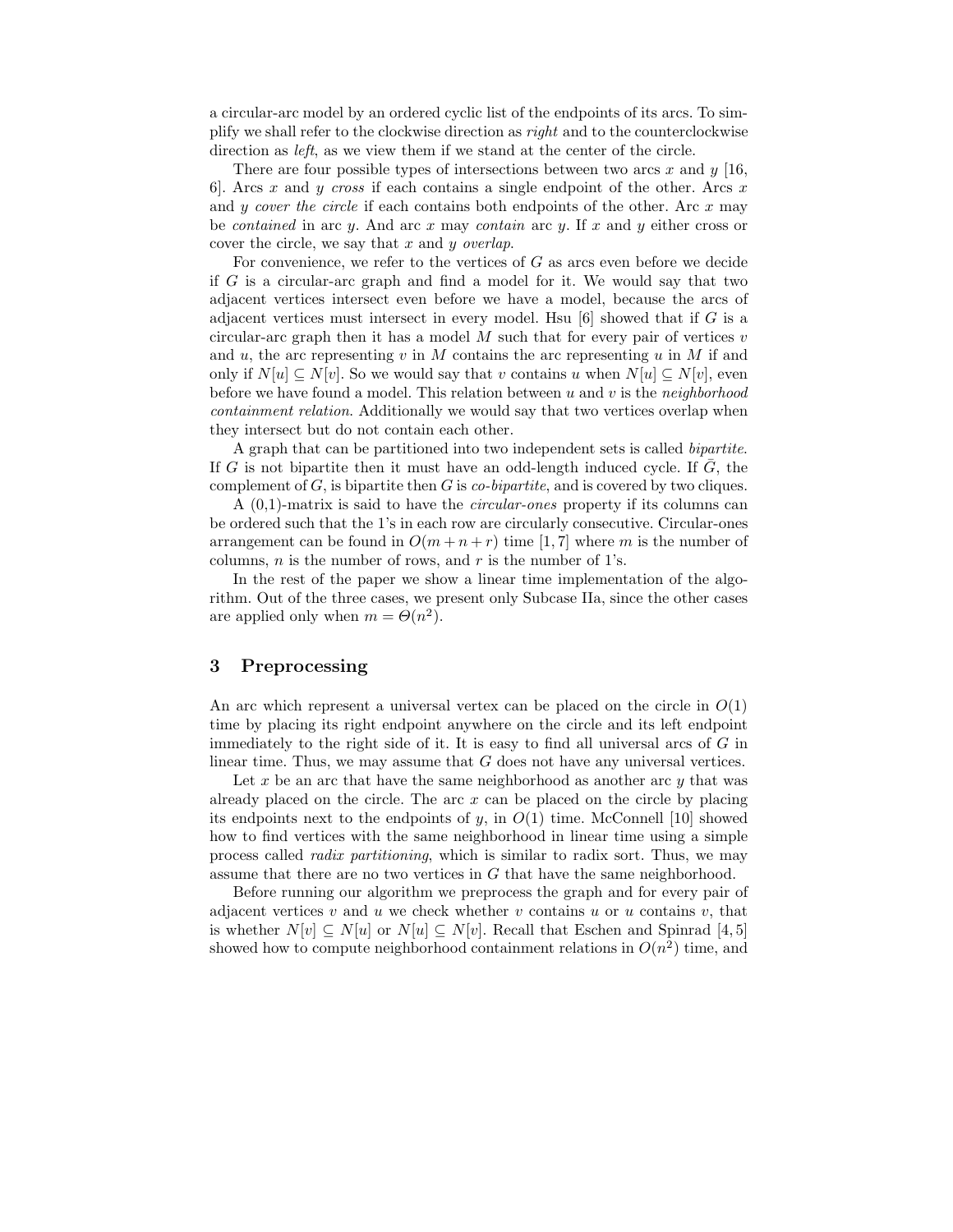a circular-arc model by an ordered cyclic list of the endpoints of its arcs. To simplify we shall refer to the clockwise direction as *right* and to the counterclockwise direction as *left*, as we view them if we stand at the center of the circle.

There are four possible types of intersections between two arcs $x$ and $y$ [16, 6]. Arcs $x$ and $y$ *cross* if each contains a single endpoint of the other. Arcs $x$ and $y$ *cover the circle* if each contains both endpoints of the other. Arc $x$ may be *contained* in arc $y$. And arc $x$ may *contain* arc $y$. If $x$ and $y$ either cross or cover the circle, we say that $x$ and $y$ *overlap*.

For convenience, we refer to the vertices of $G$ as arcs even before we decide if $G$ is a circular-arc graph and find a model for it. We would say that two adjacent vertices intersect even before we have a model, because the arcs of adjacent vertices must intersect in every model. Hsu [6] showed that if $G$ is a circular-arc graph then it has a model $M$ such that for every pair of vertices $v$ and $u$, the arc representing $v$ in $M$ contains the arc representing $u$ in $M$ if and only if $N[u] \subseteq N[v]$. So we would say that $v$ contains $u$ when $N[u] \subseteq N[v]$, even before we have found a model. This relation between $u$ and $v$ is the *neighborhood containment relation*. Additionally we would say that two vertices overlap when they intersect but do not contain each other.

A graph that can be partitioned into two independent sets is called *bipartite*. If $G$ is not bipartite then it must have an odd-length induced cycle. If $\bar{G}$, the complement of $G$, is bipartite then $G$ is *co-bipartite*, and is covered by two cliques.

A (0,1)-matrix is said to have the *circular-ones* property if its columns can be ordered such that the 1's in each row are circularly consecutive. Circular-ones arrangement can be found in $O(m + n + r)$ time [1, 7] where $m$ is the number of columns, $n$ is the number of rows, and $r$ is the number of 1's.

In the rest of the paper we show a linear time implementation of the algorithm. Out of the three cases, we present only Subcase IIa, since the other cases are applied only when $m = \Theta(n^2)$.

## 3 Preprocessing

An arc which represent a universal vertex can be placed on the circle in $O(1)$ time by placing its right endpoint anywhere on the circle and its left endpoint immediately to the right side of it. It is easy to find all universal arcs of $G$ in linear time. Thus, we may assume that $G$ does not have any universal vertices.

Let $x$ be an arc that have the same neighborhood as another arc $y$ that was already placed on the circle. The arc $x$ can be placed on the circle by placing its endpoints next to the endpoints of $y$, in $O(1)$ time. McConnell [10] showed how to find vertices with the same neighborhood in linear time using a simple process called *radix partitioning*, which is similar to radix sort. Thus, we may assume that there are no two vertices in $G$ that have the same neighborhood.

Before running our algorithm we preprocess the graph and for every pair of adjacent vertices $v$ and $u$ we check whether $v$ contains $u$ or $u$ contains $v$, that is whether $N[v] \subseteq N[u]$ or $N[u] \subseteq N[v]$. Recall that Eschen and Spinrad [4, 5] showed how to compute neighborhood containment relations in $O(n^2)$ time, and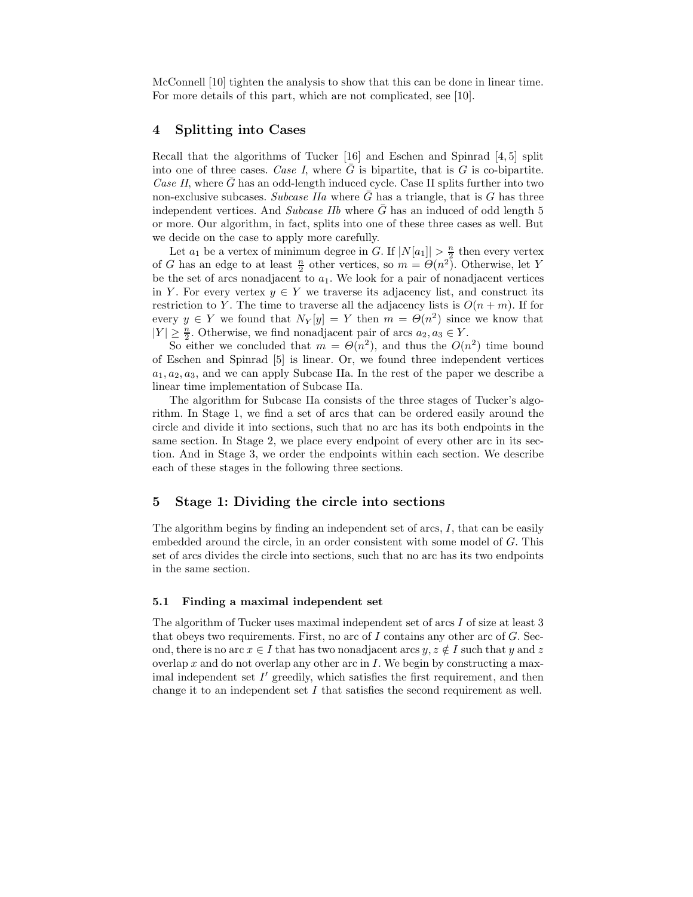McConnell [10] tighten the analysis to show that this can be done in linear time. For more details of this part, which are not complicated, see [10].

## 4 Splitting into Cases

Recall that the algorithms of Tucker [16] and Eschen and Spinrad [4, 5] split into one of three cases. *Case I*, where $\bar{G}$ is bipartite, that is $G$ is co-bipartite. *Case II*, where $\bar{G}$ has an odd-length induced cycle. Case II splits further into two non-exclusive subcases. *Subcase IIa* where $\bar{G}$ has a triangle, that is $G$ has three independent vertices. And *Subcase IIb* where $\bar{G}$ has an induced of odd length 5 or more. Our algorithm, in fact, splits into one of these three cases as well. But we decide on the case to apply more carefully.

Let $a_1$ be a vertex of minimum degree in $G$. If $|N[a_1]| > \frac{n}{2}$ then every vertex of $G$ has an edge to at least $\frac{n}{2}$ other vertices, so $m = \Theta(n^2)$. Otherwise, let $Y$ be the set of arcs nonadjacent to $a_1$. We look for a pair of nonadjacent vertices in $Y$. For every vertex $y \in Y$ we traverse its adjacency list, and construct its restriction to $Y$. The time to traverse all the adjacency lists is $O(n + m)$. If for every $y \in Y$ we found that $N_Y[y] = Y$ then $m = \Theta(n^2)$ since we know that $|Y| \geq \frac{n}{2}$. Otherwise, we find nonadjacent pair of arcs $a_2, a_3 \in Y$.

So either we concluded that $m = \Theta(n^2)$, and thus the $O(n^2)$ time bound of Eschen and Spinrad [5] is linear. Or, we found three independent vertices $a_1, a_2, a_3$, and we can apply Subcase IIa. In the rest of the paper we describe a linear time implementation of Subcase IIa.

The algorithm for Subcase IIa consists of the three stages of Tucker's algorithm. In Stage 1, we find a set of arcs that can be ordered easily around the circle and divide it into sections, such that no arc has its both endpoints in the same section. In Stage 2, we place every endpoint of every other arc in its section. And in Stage 3, we order the endpoints within each section. We describe each of these stages in the following three sections.

## 5 Stage 1: Dividing the circle into sections

The algorithm begins by finding an independent set of arcs, $I$, that can be easily embedded around the circle, in an order consistent with some model of $G$. This set of arcs divides the circle into sections, such that no arc has its two endpoints in the same section.

### 5.1 Finding a maximal independent set

The algorithm of Tucker uses maximal independent set of arcs $I$ of size at least 3 that obeys two requirements. First, no arc of $I$ contains any other arc of $G$. Second, there is no arc $x \in I$ that has two nonadjacent arcs $y, z \notin I$ such that $y$ and $z$ overlap $x$ and do not overlap any other arc in $I$. We begin by constructing a maximal independent set $I'$ greedily, which satisfies the first requirement, and then change it to an independent set $I$ that satisfies the second requirement as well.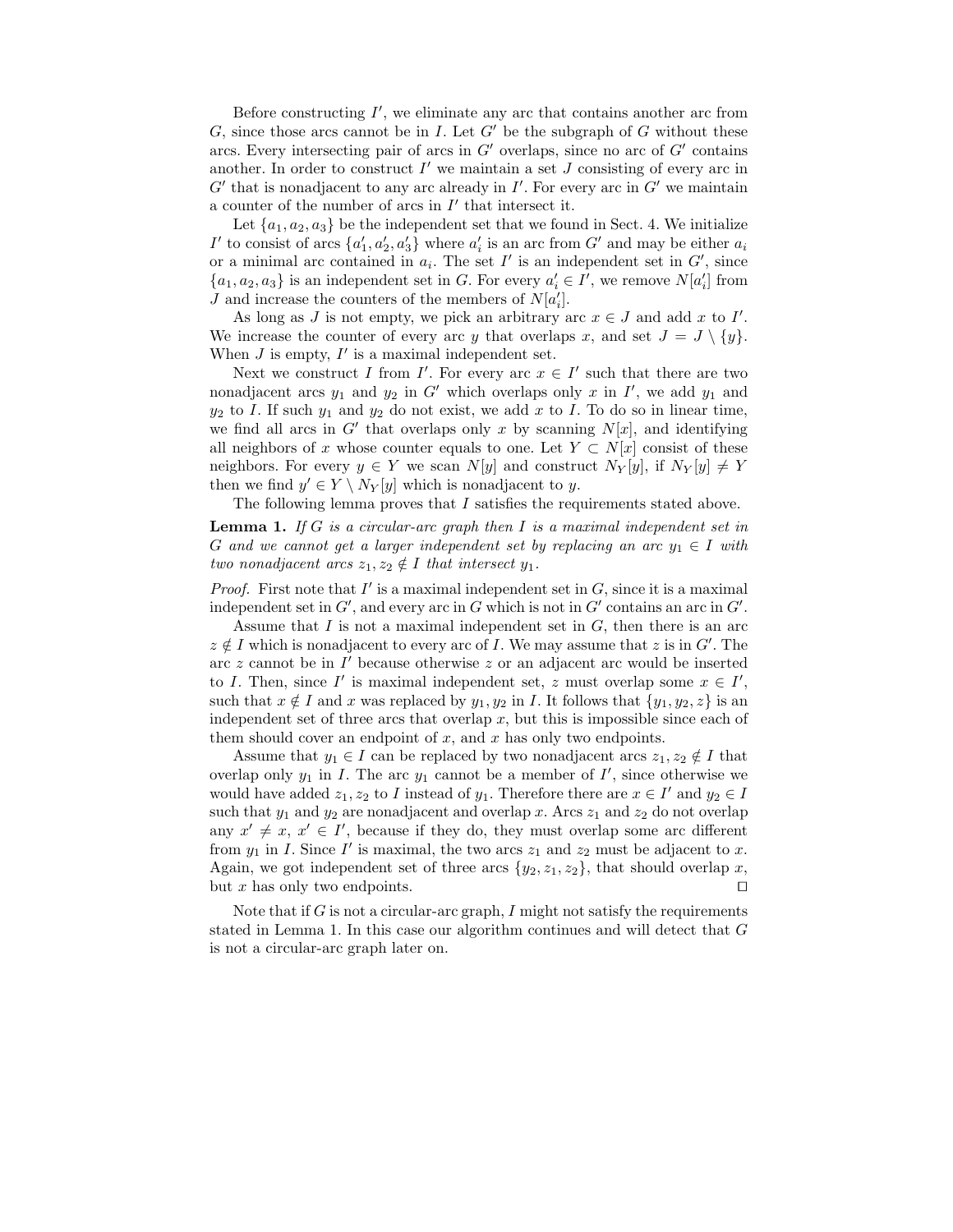Before constructing $I'$, we eliminate any arc that contains another arc from $G$, since those arcs cannot be in $I$. Let $G'$ be the subgraph of $G$ without these arcs. Every intersecting pair of arcs in $G'$ overlaps, since no arc of $G'$ contains another. In order to construct $I'$ we maintain a set $J$ consisting of every arc in $G'$ that is nonadjacent to any arc already in $I'$. For every arc in $G'$ we maintain a counter of the number of arcs in $I'$ that intersect it.

Let $\{a_1, a_2, a_3\}$ be the independent set that we found in Sect. 4. We initialize $I'$ to consist of arcs $\{a'_1, a'_2, a'_3\}$ where $a'_i$ is an arc from $G'$ and may be either $a_i$ or a minimal arc contained in $a_i$. The set $I'$ is an independent set in $G'$, since $\{a_1, a_2, a_3\}$ is an independent set in $G$. For every $a'_i \in I'$, we remove $N[a'_i]$ from $J$ and increase the counters of the members of $N[a'_i]$.

As long as $J$ is not empty, we pick an arbitrary arc $x \in J$ and add $x$ to $I'$. We increase the counter of every arc $y$ that overlaps $x$, and set $J = J \setminus \{y\}$. When $J$ is empty, $I'$ is a maximal independent set.

Next we construct $I$ from $I'$. For every arc $x \in I'$ such that there are two nonadjacent arcs $y_1$ and $y_2$ in $G'$ which overlaps only $x$ in $I'$, we add $y_1$ and $y_2$ to $I$. If such $y_1$ and $y_2$ do not exist, we add $x$ to $I$. To do so in linear time, we find all arcs in $G'$ that overlaps only $x$ by scanning $N[x]$, and identifying all neighbors of $x$ whose counter equals to one. Let $Y \subset N[x]$ consist of these neighbors. For every $y \in Y$ we scan $N[y]$ and construct $N_Y[y]$, if $N_Y[y] \neq Y$ then we find $y' \in Y \setminus N_Y[y]$ which is nonadjacent to $y$.

The following lemma proves that $I$ satisfies the requirements stated above.

**Lemma 1.** *If $G$ is a circular-arc graph then $I$ is a maximal independent set in $G$ and we cannot get a larger independent set by replacing an arc $y_1 \in I$ with two nonadjacent arcs $z_1, z_2 \notin I$ that intersect $y_1$.*

*Proof.* First note that $I'$ is a maximal independent set in $G$, since it is a maximal independent set in $G'$, and every arc in $G$ which is not in $G'$ contains an arc in $G'$.

Assume that $I$ is not a maximal independent set in $G$, then there is an arc $z \notin I$ which is nonadjacent to every arc of $I$. We may assume that $z$ is in $G'$. The arc $z$ cannot be in $I'$ because otherwise $z$ or an adjacent arc would be inserted to $I$. Then, since $I'$ is maximal independent set, $z$ must overlap some $x \in I'$, such that $x \notin I$ and $x$ was replaced by $y_1, y_2$ in $I$. It follows that $\{y_1, y_2, z\}$ is an independent set of three arcs that overlap $x$, but this is impossible since each of them should cover an endpoint of $x$, and $x$ has only two endpoints.

Assume that $y_1 \in I$ can be replaced by two nonadjacent arcs $z_1, z_2 \notin I$ that overlap only $y_1$ in $I$. The arc $y_1$ cannot be a member of $I'$, since otherwise we would have added $z_1, z_2$ to $I$ instead of $y_1$. Therefore there are $x \in I'$ and $y_2 \in I$ such that $y_1$ and $y_2$ are nonadjacent and overlap $x$. Arcs $z_1$ and $z_2$ do not overlap any $x' \neq x$, $x' \in I'$, because if they do, they must overlap some arc different from $y_1$ in $I$. Since $I'$ is maximal, the two arcs $z_1$ and $z_2$ must be adjacent to $x$. Again, we got independent set of three arcs $\{y_2, z_1, z_2\}$, that should overlap $x$, but $x$ has only two endpoints. ◻

Note that if $G$ is not a circular-arc graph, $I$ might not satisfy the requirements stated in Lemma 1. In this case our algorithm continues and will detect that $G$ is not a circular-arc graph later on.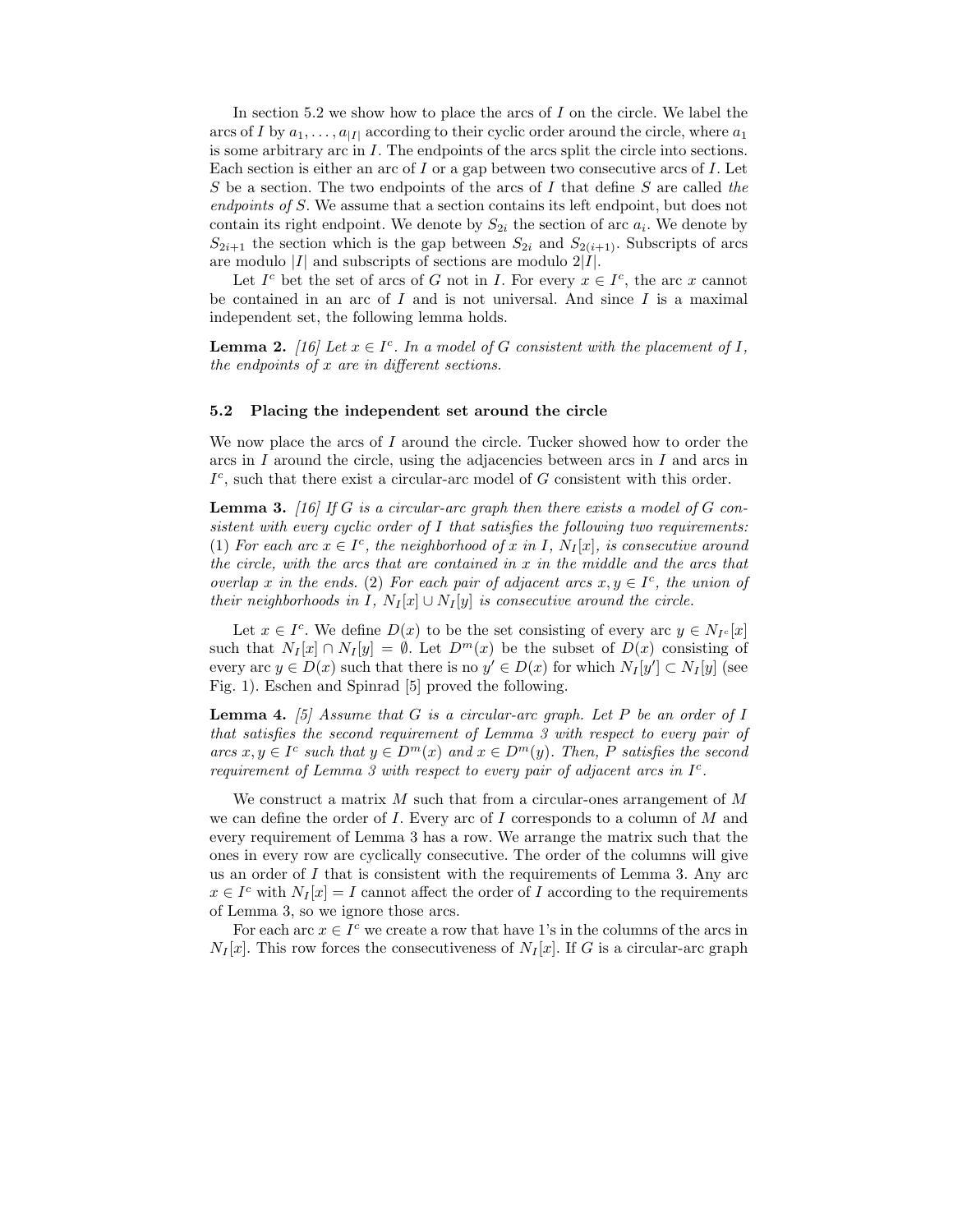In section 5.2 we show how to place the arcs of $I$ on the circle. We label the arcs of $I$ by $a_1, \ldots, a_{|I|}$ according to their cyclic order around the circle, where $a_1$ is some arbitrary arc in $I$. The endpoints of the arcs split the circle into sections. Each section is either an arc of $I$ or a gap between two consecutive arcs of $I$. Let $S$ be a section. The two endpoints of the arcs of $I$ that define $S$ are called *the endpoints of* $S$. We assume that a section contains its left endpoint, but does not contain its right endpoint. We denote by $S_{2i}$ the section of arc $a_i$. We denote by $S_{2i+1}$ the section which is the gap between $S_{2i}$ and $S_{2(i+1)}$. Subscripts of arcs are modulo $|I|$ and subscripts of sections are modulo $2|I|$.

Let $I^c$ bet the set of arcs of $G$ not in $I$. For every $x \in I^c$, the arc $x$ cannot be contained in an arc of $I$ and is not universal. And since $I$ is a maximal independent set, the following lemma holds.

**Lemma 2.** *[16] Let $x \in I^c$. In a model of $G$ consistent with the placement of $I$, the endpoints of $x$ are in different sections.*

### 5.2 Placing the independent set around the circle

We now place the arcs of $I$ around the circle. Tucker showed how to order the arcs in $I$ around the circle, using the adjacencies between arcs in $I$ and arcs in $I^c$, such that there exist a circular-arc model of $G$ consistent with this order.

**Lemma 3.** *[16] If $G$ is a circular-arc graph then there exists a model of $G$ consistent with every cyclic order of $I$ that satisfies the following two requirements:* (1) *For each arc $x \in I^c$, the neighborhood of $x$ in $I$, $N_I[x]$, is consecutive around the circle, with the arcs that are contained in $x$ in the middle and the arcs that overlap $x$ in the ends.* (2) *For each pair of adjacent arcs $x, y \in I^c$, the union of their neighborhoods in $I$, $N_I[x] \cup N_I[y]$ is consecutive around the circle.*

Let $x \in I^c$. We define $D(x)$ to be the set consisting of every arc $y \in N_{I^c}[x]$ such that $N_I[x] \cap N_I[y] = \emptyset$. Let $D^m(x)$ be the subset of $D(x)$ consisting of every arc $y \in D(x)$ such that there is no $y' \in D(x)$ for which $N_I[y'] \subset N_I[y]$ (see Fig. 1). Eschen and Spinrad [5] proved the following.

**Lemma 4.** *[5] Assume that $G$ is a circular-arc graph. Let $P$ be an order of $I$ that satisfies the second requirement of Lemma 3 with respect to every pair of arcs $x, y \in I^c$ such that $y \in D^m(x)$ and $x \in D^m(y)$. Then, $P$ satisfies the second requirement of Lemma 3 with respect to every pair of adjacent arcs in $I^c$.*

We construct a matrix $M$ such that from a circular-ones arrangement of $M$ we can define the order of $I$. Every arc of $I$ corresponds to a column of $M$ and every requirement of Lemma 3 has a row. We arrange the matrix such that the ones in every row are cyclically consecutive. The order of the columns will give us an order of $I$ that is consistent with the requirements of Lemma 3. Any arc $x \in I^c$ with $N_I[x] = I$ cannot affect the order of $I$ according to the requirements of Lemma 3, so we ignore those arcs.

For each arc $x \in I^c$ we create a row that have 1's in the columns of the arcs in $N_I[x]$. This row forces the consecutiveness of $N_I[x]$. If $G$ is a circular-arc graph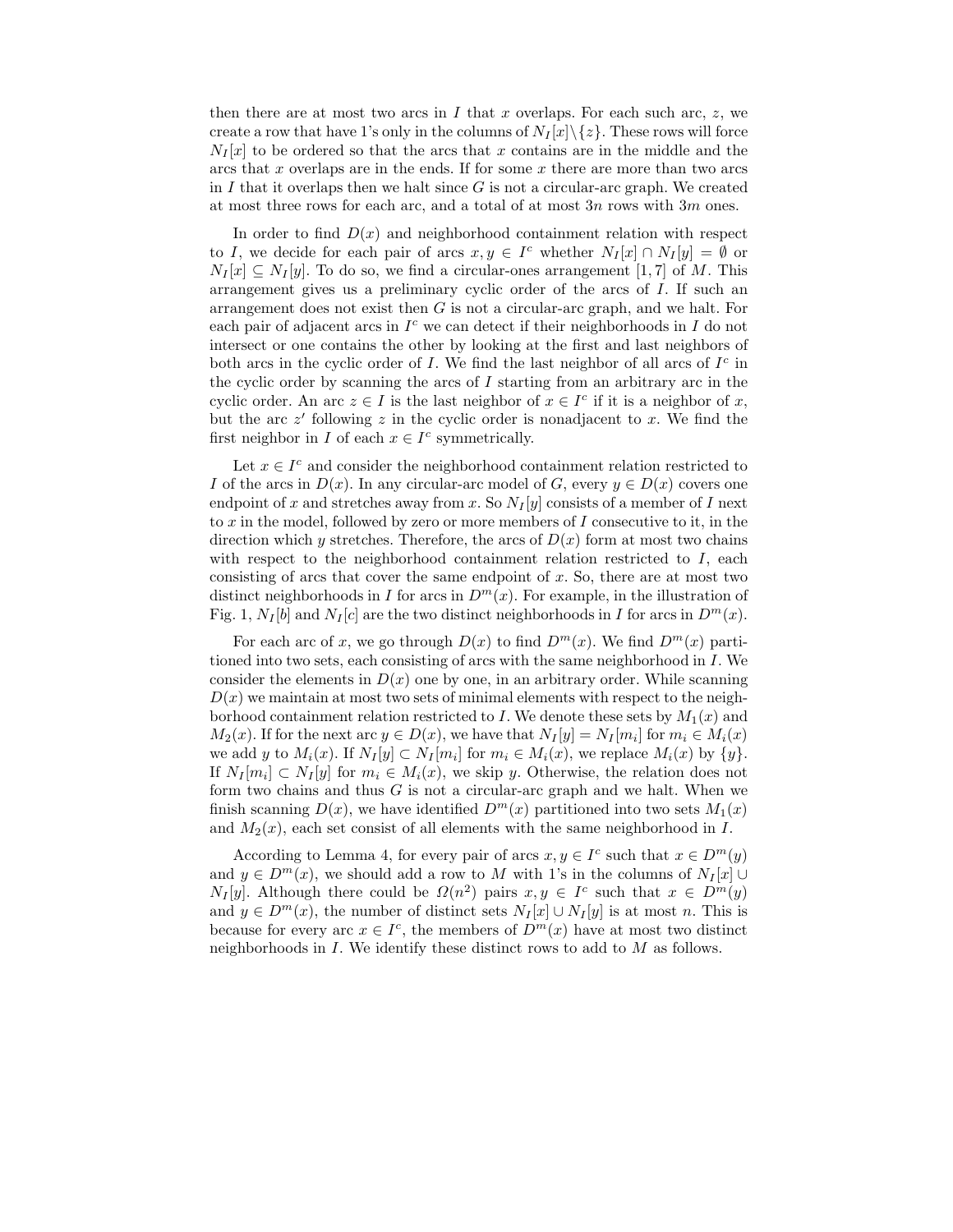then there are at most two arcs in $I$ that $x$ overlaps. For each such arc, $z$, we create a row that have 1's only in the columns of $N_I[x] \setminus \{z\}$. These rows will force $N_I[x]$ to be ordered so that the arcs that $x$ contains are in the middle and the arcs that $x$ overlaps are in the ends. If for some $x$ there are more than two arcs in $I$ that it overlaps then we halt since $G$ is not a circular-arc graph. We created at most three rows for each arc, and a total of at most $3n$ rows with $3m$ ones.

In order to find $D(x)$ and neighborhood containment relation with respect to $I$, we decide for each pair of arcs $x, y \in I^c$ whether $N_I[x] \cap N_I[y] = \emptyset$ or $N_I[x] \subseteq N_I[y]$. To do so, we find a circular-ones arrangement [1, 7] of $M$. This arrangement gives us a preliminary cyclic order of the arcs of $I$. If such an arrangement does not exist then $G$ is not a circular-arc graph, and we halt. For each pair of adjacent arcs in $I^c$ we can detect if their neighborhoods in $I$ do not intersect or one contains the other by looking at the first and last neighbors of both arcs in the cyclic order of $I$. We find the last neighbor of all arcs of $I^c$ in the cyclic order by scanning the arcs of $I$ starting from an arbitrary arc in the cyclic order. An arc $z \in I$ is the last neighbor of $x \in I^c$ if it is a neighbor of $x$, but the arc $z'$ following $z$ in the cyclic order is nonadjacent to $x$. We find the first neighbor in $I$ of each $x \in I^c$ symmetrically.

Let $x \in I^c$ and consider the neighborhood containment relation restricted to $I$ of the arcs in $D(x)$. In any circular-arc model of $G$, every $y \in D(x)$ covers one endpoint of $x$ and stretches away from $x$. So $N_I[y]$ consists of a member of $I$ next to $x$ in the model, followed by zero or more members of $I$ consecutive to it, in the direction which $y$ stretches. Therefore, the arcs of $D(x)$ form at most two chains with respect to the neighborhood containment relation restricted to $I$, each consisting of arcs that cover the same endpoint of $x$. So, there are at most two distinct neighborhoods in $I$ for arcs in $D^m(x)$. For example, in the illustration of Fig. 1, $N_I[b]$ and $N_I[c]$ are the two distinct neighborhoods in $I$ for arcs in $D^m(x)$.

For each arc of $x$, we go through $D(x)$ to find $D^m(x)$. We find $D^m(x)$ partitioned into two sets, each consisting of arcs with the same neighborhood in $I$. We consider the elements in $D(x)$ one by one, in an arbitrary order. While scanning $D(x)$ we maintain at most two sets of minimal elements with respect to the neighborhood containment relation restricted to $I$. We denote these sets by $M_1(x)$ and $M_2(x)$. If for the next arc $y \in D(x)$, we have that $N_I[y] = N_I[m_i]$ for $m_i \in M_i(x)$ we add $y$ to $M_i(x)$. If $N_I[y] \subset N_I[m_i]$ for $m_i \in M_i(x)$, we replace $M_i(x)$ by $\{y\}$. If $N_I[m_i] \subset N_I[y]$ for $m_i \in M_i(x)$, we skip $y$. Otherwise, the relation does not form two chains and thus $G$ is not a circular-arc graph and we halt. When we finish scanning $D(x)$, we have identified $D^m(x)$ partitioned into two sets $M_1(x)$ and $M_2(x)$, each set consist of all elements with the same neighborhood in $I$.

According to Lemma 4, for every pair of arcs $x, y \in I^c$ such that $x \in D^m(y)$ and $y \in D^m(x)$, we should add a row to $M$ with 1's in the columns of $N_I[x] \cup N_I[y]$. Although there could be $\Omega(n^2)$ pairs $x, y \in I^c$ such that $x \in D^m(y)$ and $y \in D^m(x)$, the number of distinct sets $N_I[x] \cup N_I[y]$ is at most $n$. This is because for every arc $x \in I^c$, the members of $D^m(x)$ have at most two distinct neighborhoods in $I$. We identify these distinct rows to add to $M$ as follows.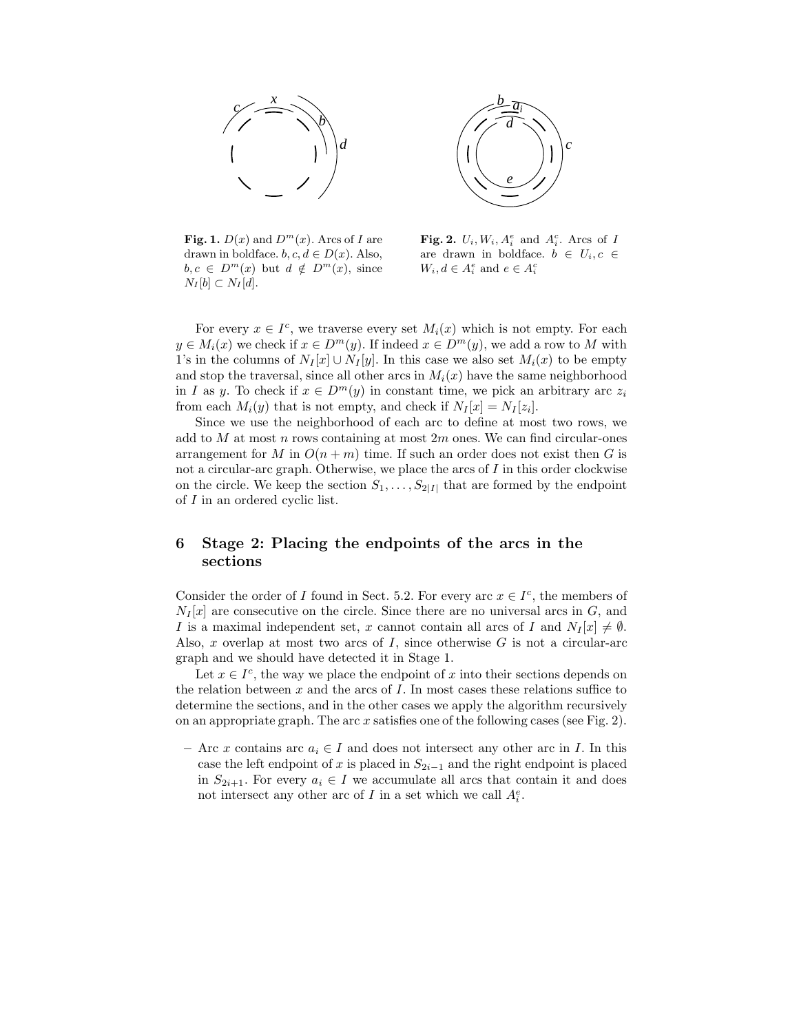**Fig. 1.** $D(x)$ and $D^m(x)$. Arcs of $I$ are drawn in boldface. $b, c, d \in D(x)$. Also, $b, c \in D^m(x)$ but $d \notin D^m(x)$, since $N_I[b] \subset N_I[d]$.

**Fig. 2.** $U_i, W_i, A_i^e$ and $A_i^c$. Arcs of $I$ are drawn in boldface. $b \in U_i, c \in W_i, d \in A_i^e$ and $e \in A_i^c$

For every $x \in I^c$, we traverse every set $M_i(x)$ which is not empty. For each $y \in M_i(x)$ we check if $x \in D^m(y)$. If indeed $x \in D^m(y)$, we add a row to $M$ with 1's in the columns of $N_I[x] \cup N_I[y]$. In this case we also set $M_i(x)$ to be empty and stop the traversal, since all other arcs in $M_i(x)$ have the same neighborhood in $I$ as $y$. To check if $x \in D^m(y)$ in constant time, we pick an arbitrary arc $z_i$ from each $M_i(y)$ that is not empty, and check if $N_I[x] = N_I[z_i]$.

Since we use the neighborhood of each arc to define at most two rows, we add to $M$ at most $n$ rows containing at most $2m$ ones. We can find circular-ones arrangement for $M$ in $O(n + m)$ time. If such an order does not exist then $G$ is not a circular-arc graph. Otherwise, we place the arcs of $I$ in this order clockwise on the circle. We keep the section $S_1, \ldots, S_{2|I|}$ that are formed by the endpoint of $I$ in an ordered cyclic list.

## 6 Stage 2: Placing the endpoints of the arcs in the sections

Consider the order of $I$ found in Sect. 5.2. For every arc $x \in I^c$, the members of $N_I[x]$ are consecutive on the circle. Since there are no universal arcs in $G$, and $I$ is a maximal independent set, $x$ cannot contain all arcs of $I$ and $N_I[x] \neq \emptyset$. Also, $x$ overlap at most two arcs of $I$, since otherwise $G$ is not a circular-arc graph and we should have detected it in Stage 1.

Let $x \in I^c$, the way we place the endpoint of $x$ into their sections depends on the relation between $x$ and the arcs of $I$. In most cases these relations suffice to determine the sections, and in the other cases we apply the algorithm recursively on an appropriate graph. The arc $x$ satisfies one of the following cases (see Fig. 2).

- Arc $x$ contains arc $a_i \in I$ and does not intersect any other arc in $I$. In this case the left endpoint of $x$ is placed in $S_{2i-1}$ and the right endpoint is placed in $S_{2i+1}$. For every $a_i \in I$ we accumulate all arcs that contain it and does not intersect any other arc of $I$ in a set which we call $A_i^e$.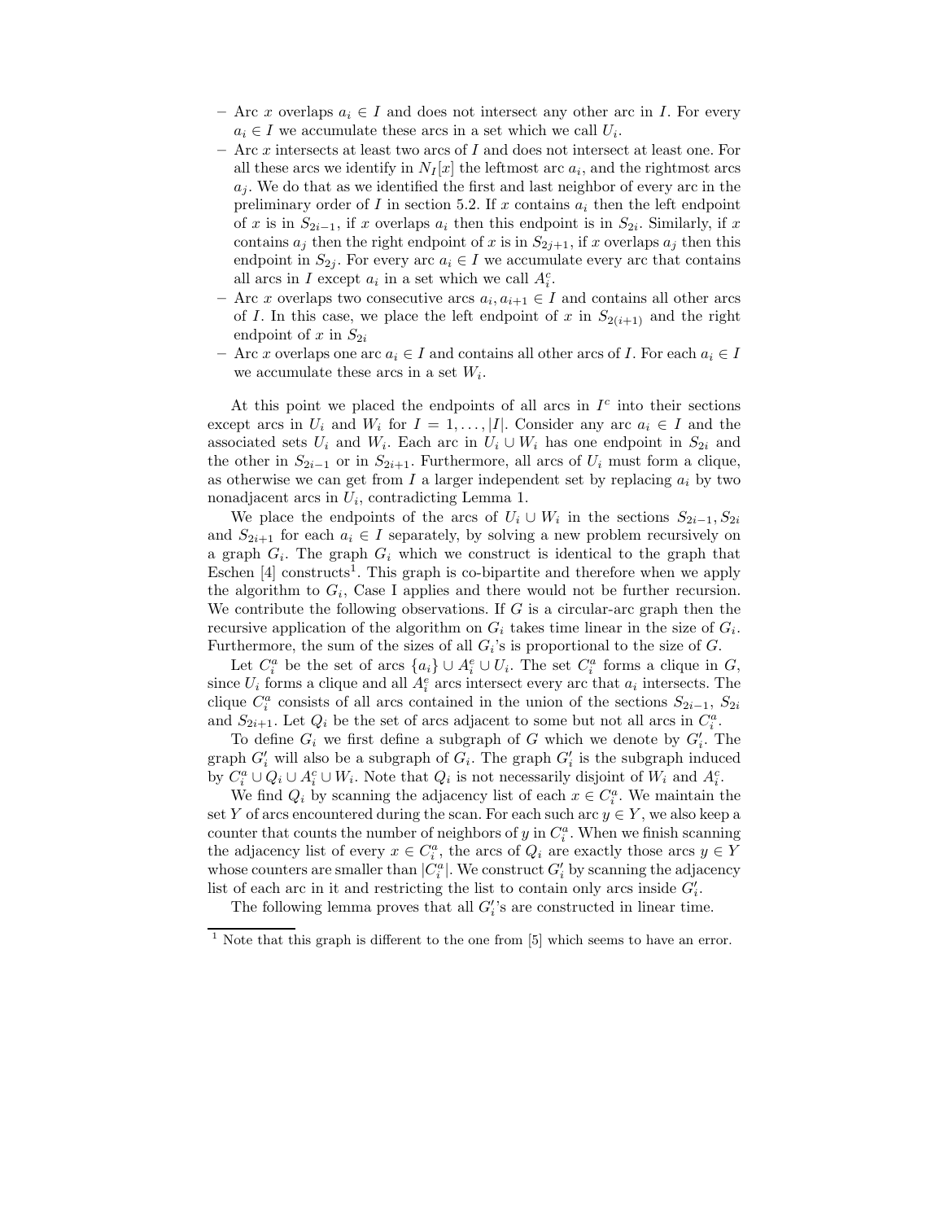- Arc $x$ overlaps $a_i \in I$ and does not intersect any other arc in $I$. For every $a_i \in I$ we accumulate these arcs in a set which we call $U_i$.
- Arc $x$ intersects at least two arcs of $I$ and does not intersect at least one. For all these arcs we identify in $N_I[x]$ the leftmost arc $a_i$, and the rightmost arcs $a_j$. We do that as we identified the first and last neighbor of every arc in the preliminary order of $I$ in section 5.2. If $x$ contains $a_i$ then the left endpoint of $x$ is in $S_{2i-1}$, if $x$ overlaps $a_i$ then this endpoint is in $S_{2i}$. Similarly, if $x$ contains $a_j$ then the right endpoint of $x$ is in $S_{2j+1}$, if $x$ overlaps $a_j$ then this endpoint in $S_{2j}$. For every arc $a_i \in I$ we accumulate every arc that contains all arcs in $I$ except $a_i$ in a set which we call $A_i^c$.
- Arc $x$ overlaps two consecutive arcs $a_i, a_{i+1} \in I$ and contains all other arcs of $I$. In this case, we place the left endpoint of $x$ in $S_{2(i+1)}$ and the right endpoint of $x$ in $S_{2i}$
- Arc $x$ overlaps one arc $a_i \in I$ and contains all other arcs of $I$. For each $a_i \in I$ we accumulate these arcs in a set $W_i$.

At this point we placed the endpoints of all arcs in $I^c$ into their sections except arcs in $U_i$ and $W_i$ for $I = 1, \ldots, |I|$. Consider any arc $a_i \in I$ and the associated sets $U_i$ and $W_i$. Each arc in $U_i \cup W_i$ has one endpoint in $S_{2i}$ and the other in $S_{2i-1}$ or in $S_{2i+1}$. Furthermore, all arcs of $U_i$ must form a clique, as otherwise we can get from $I$ a larger independent set by replacing $a_i$ by two nonadjacent arcs in $U_i$, contradicting Lemma 1.

We place the endpoints of the arcs of $U_i \cup W_i$ in the sections $S_{2i-1}, S_{2i}$ and $S_{2i+1}$ for each $a_i \in I$ separately, by solving a new problem recursively on a graph $G_i$. The graph $G_i$ which we construct is identical to the graph that Eschen [4] constructs[1]. This graph is co-bipartite and therefore when we apply the algorithm to $G_i$, Case I applies and there would not be further recursion. We contribute the following observations. If $G$ is a circular-arc graph then the recursive application of the algorithm on $G_i$ takes time linear in the size of $G_i$. Furthermore, the sum of the sizes of all $G_i$'s is proportional to the size of $G$.

Let $C_i^a$ be the set of arcs $\{a_i\} \cup A_i^e \cup U_i$. The set $C_i^a$ forms a clique in $G$, since $U_i$ forms a clique and all $A_i^e$ arcs intersect every arc that $a_i$ intersects. The clique $C_i^a$ consists of all arcs contained in the union of the sections $S_{2i-1}$, $S_{2i}$ and $S_{2i+1}$. Let $Q_i$ be the set of arcs adjacent to some but not all arcs in $C_i^a$.

To define $G_i$ we first define a subgraph of $G$ which we denote by $G_i'$. The graph $G_i'$ will also be a subgraph of $G_i$. The graph $G_i'$ is the subgraph induced by $C_i^a \cup Q_i \cup A_i^c \cup W_i$. Note that $Q_i$ is not necessarily disjoint of $W_i$ and $A_i^c$.

We find $Q_i$ by scanning the adjacency list of each $x \in C_i^a$. We maintain the set $Y$ of arcs encountered during the scan. For each such arc $y \in Y$, we also keep a counter that counts the number of neighbors of $y$ in $C_i^a$. When we finish scanning the adjacency list of every $x \in C_i^a$, the arcs of $Q_i$ are exactly those arcs $y \in Y$ whose counters are smaller than $|C_i^a|$. We construct $G_i'$ by scanning the adjacency list of each arc in it and restricting the list to contain only arcs inside $G_i'$.

The following lemma proves that all $G_i'$'s are constructed in linear time.

[1] Note that this graph is different to the one from [5] which seems to have an error.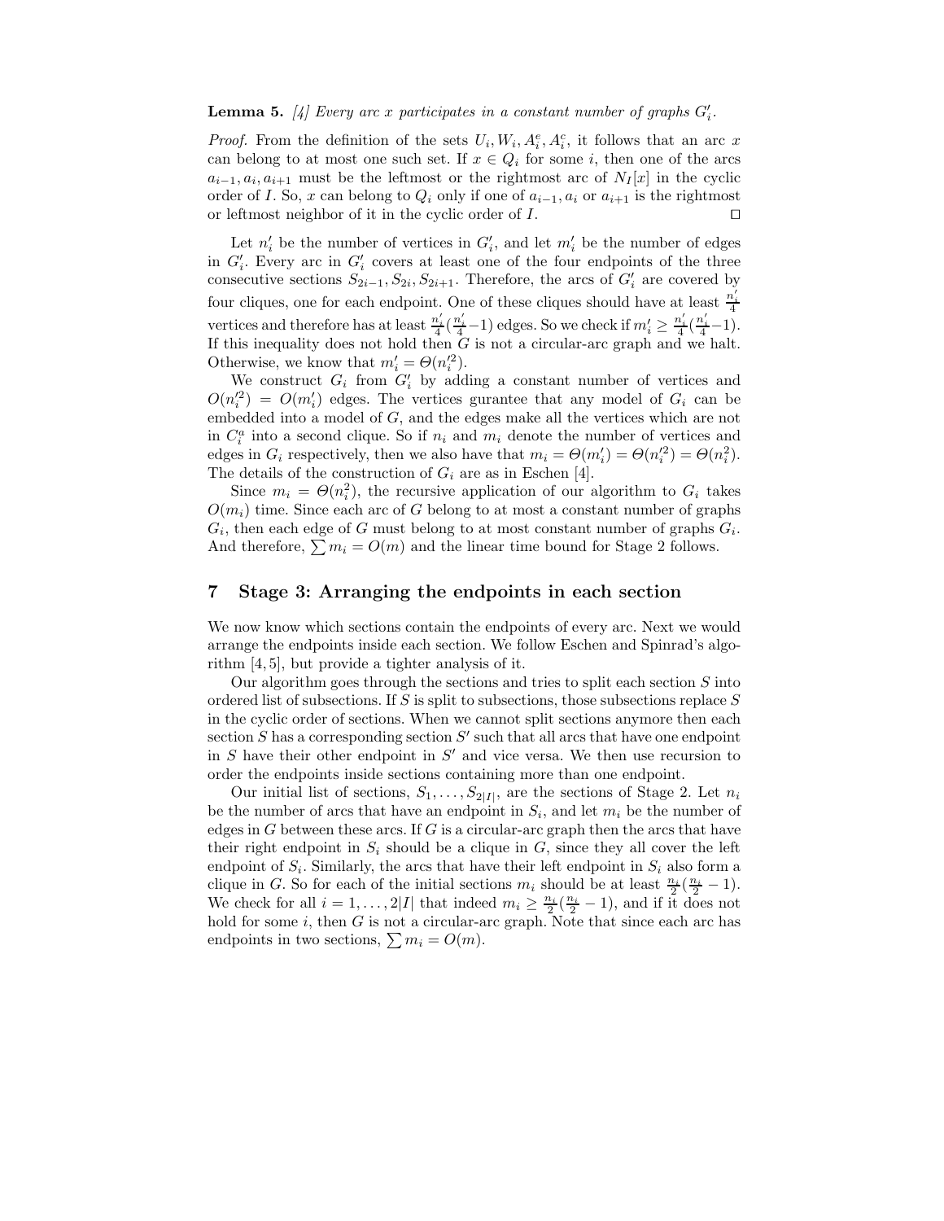**Lemma 5.** *[4] Every arc $x$ participates in a constant number of graphs $G'_i$.*

*Proof.* From the definition of the sets $U_i, W_i, A^e_i, A^c_i$, it follows that an arc $x$ can belong to at most one such set. If $x \in Q_i$ for some $i$, then one of the arcs $a_{i-1}, a_i, a_{i+1}$ must be the leftmost or the rightmost arc of $N_I[x]$ in the cyclic order of $I$. So, $x$ can belong to $Q_i$ only if one of $a_{i-1}, a_i$ or $a_{i+1}$ is the rightmost or leftmost neighbor of it in the cyclic order of $I$. ⊓⊔

Let $n'_i$ be the number of vertices in $G'_i$, and let $m'_i$ be the number of edges in $G'_i$. Every arc in $G'_i$ covers at least one of the four endpoints of the three consecutive sections $S_{2i-1}, S_{2i}, S_{2i+1}$. Therefore, the arcs of $G'_i$ are covered by four cliques, one for each endpoint. One of these cliques should have at least $\frac{n'_i}{4}$ vertices and therefore has at least $\frac{n'_i}{4}(\frac{n'_i}{4}-1)$ edges. So we check if $m'_i \geq \frac{n'_i}{4}(\frac{n'_i}{4}-1)$. If this inequality does not hold then $G$ is not a circular-arc graph and we halt. Otherwise, we know that $m'_i = \Theta(n'^2_i)$.

We construct $G_i$ from $G'_i$ by adding a constant number of vertices and $O(n'^2_i) = O(m'_i)$ edges. The vertices gurantee that any model of $G_i$ can be embedded into a model of $G$, and the edges make all the vertices which are not in $C^a_i$ into a second clique. So if $n_i$ and $m_i$ denote the number of vertices and edges in $G_i$ respectively, then we also have that $m_i = \Theta(m'_i) = \Theta(n'^2_i) = \Theta(n^2_i)$. The details of the construction of $G_i$ are as in Eschen [4].

Since $m_i = \Theta(n^2_i)$, the recursive application of our algorithm to $G_i$ takes $O(m_i)$ time. Since each arc of $G$ belong to at most a constant number of graphs $G_i$, then each edge of $G$ must belong to at most constant number of graphs $G_i$. And therefore, $\sum m_i = O(m)$ and the linear time bound for Stage 2 follows.

## 7 Stage 3: Arranging the endpoints in each section

We now know which sections contain the endpoints of every arc. Next we would arrange the endpoints inside each section. We follow Eschen and Spinrad's algorithm [4,5], but provide a tighter analysis of it.

Our algorithm goes through the sections and tries to split each section $S$ into ordered list of subsections. If $S$ is split to subsections, those subsections replace $S$ in the cyclic order of sections. When we cannot split sections anymore then each section $S$ has a corresponding section $S'$ such that all arcs that have one endpoint in $S$ have their other endpoint in $S'$ and vice versa. We then use recursion to order the endpoints inside sections containing more than one endpoint.

Our initial list of sections, $S_1, \ldots, S_{2|I|}$, are the sections of Stage 2. Let $n_i$ be the number of arcs that have an endpoint in $S_i$, and let $m_i$ be the number of edges in $G$ between these arcs. If $G$ is a circular-arc graph then the arcs that have their right endpoint in $S_i$ should be a clique in $G$, since they all cover the left endpoint of $S_i$. Similarly, the arcs that have their left endpoint in $S_i$ also form a clique in $G$. So for each of the initial sections $m_i$ should be at least $\frac{n_i}{2}(\frac{n_i}{2}-1)$. We check for all $i = 1, \ldots, 2|I|$ that indeed $m_i \geq \frac{n_i}{2}(\frac{n_i}{2}-1)$, and if it does not hold for some $i$, then $G$ is not a circular-arc graph. Note that since each arc has endpoints in two sections, $\sum m_i = O(m)$.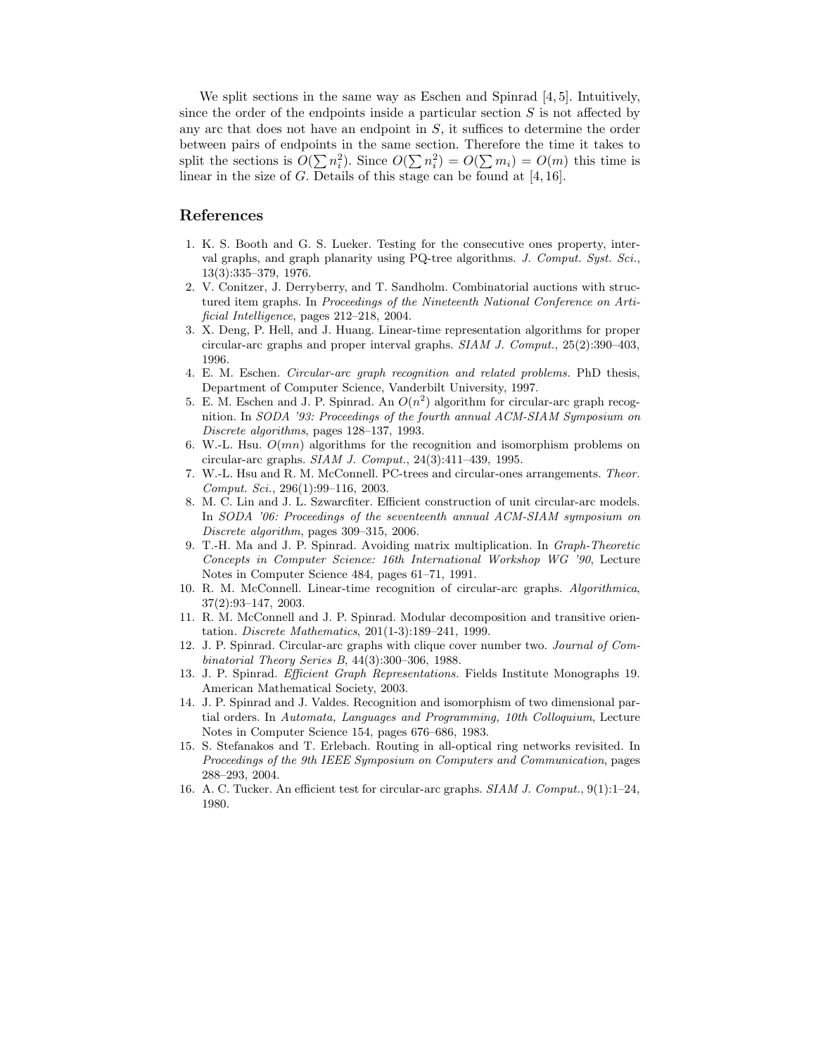We split sections in the same way as Eschen and Spinrad [4, 5]. Intuitively, since the order of the endpoints inside a particular section $S$ is not affected by any arc that does not have an endpoint in $S$, it suffices to determine the order between pairs of endpoints in the same section. Therefore the time it takes to split the sections is $O(\sum n_i^2)$. Since $O(\sum n_i^2) = O(\sum m_i) = O(m)$ this time is linear in the size of $G$. Details of this stage can be found at [4, 16].

## References

1. K. S. Booth and G. S. Lueker. Testing for the consecutive ones property, interval graphs, and graph planarity using PQ-tree algorithms. *J. Comput. Syst. Sci.*, 13(3):335–379, 1976.
2. V. Conitzer, J. Derryberry, and T. Sandholm. Combinatorial auctions with structured item graphs. In *Proceedings of the Nineteenth National Conference on Artificial Intelligence*, pages 212–218, 2004.
3. X. Deng, P. Hell, and J. Huang. Linear-time representation algorithms for proper circular-arc graphs and proper interval graphs. *SIAM J. Comput.*, 25(2):390–403, 1996.
4. E. M. Eschen. *Circular-arc graph recognition and related problems.* PhD thesis, Department of Computer Science, Vanderbilt University, 1997.
5. E. M. Eschen and J. P. Spinrad. An $O(n^2)$ algorithm for circular-arc graph recognition. In *SODA '93: Proceedings of the fourth annual ACM-SIAM Symposium on Discrete algorithms*, pages 128–137, 1993.
6. W.-L. Hsu. $O(mn)$ algorithms for the recognition and isomorphism problems on circular-arc graphs. *SIAM J. Comput.*, 24(3):411–439, 1995.
7. W.-L. Hsu and R. M. McConnell. PC-trees and circular-ones arrangements. *Theor. Comput. Sci.*, 296(1):99–116, 2003.
8. M. C. Lin and J. L. Szwarcfiter. Efficient construction of unit circular-arc models. In *SODA '06: Proceedings of the seventeenth annual ACM-SIAM symposium on Discrete algorithm*, pages 309–315, 2006.
9. T.-H. Ma and J. P. Spinrad. Avoiding matrix multiplication. In *Graph-Theoretic Concepts in Computer Science: 16th International Workshop WG '90*, Lecture Notes in Computer Science 484, pages 61–71, 1991.
10. R. M. McConnell. Linear-time recognition of circular-arc graphs. *Algorithmica*, 37(2):93–147, 2003.
11. R. M. McConnell and J. P. Spinrad. Modular decomposition and transitive orientation. *Discrete Mathematics*, 201(1-3):189–241, 1999.
12. J. P. Spinrad. Circular-arc graphs with clique cover number two. *Journal of Combinatorial Theory Series B*, 44(3):300–306, 1988.
13. J. P. Spinrad. *Efficient Graph Representations.* Fields Institute Monographs 19. American Mathematical Society, 2003.
14. J. P. Spinrad and J. Valdes. Recognition and isomorphism of two dimensional partial orders. In *Automata, Languages and Programming, 10th Colloquium*, Lecture Notes in Computer Science 154, pages 676–686, 1983.
15. S. Stefanakos and T. Erlebach. Routing in all-optical ring networks revisited. In *Proceedings of the 9th IEEE Symposium on Computers and Communication*, pages 288–293, 2004.
16. A. C. Tucker. An efficient test for circular-arc graphs. *SIAM J. Comput.*, 9(1):1–24, 1980.